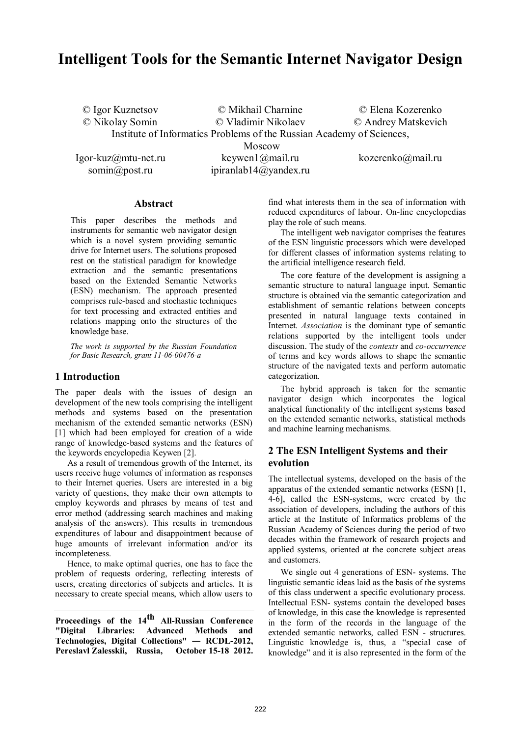# Intelligent Tools for the Semantic Internet Navigator Design

© Igor Kuznetsov © Mikhail Charnine © Elena Kozerenko
© Nikolay Somin © Vladimir Nikolaev © Andrey Matskevich

Institute of Informatics Problems of the Russian Academy of Sciences, Moscow

Igor-kuz@mtu-net.ru keywen1@mail.ru kozerenko@mail.ru
somin@post.ru ipiranlab14@yandex.ru

## Abstract

This paper describes the methods and instruments for semantic web navigator design which is a novel system providing semantic drive for Internet users. The solutions proposed rest on the statistical paradigm for knowledge extraction and the semantic presentations based on the Extended Semantic Networks (ESN) mechanism. The approach presented comprises rule-based and stochastic techniques for text processing and extracted entities and relations mapping onto the structures of the knowledge base.

*The work is supported by the Russian Foundation for Basic Research, grant 11-06-00476-a*

## 1 Introduction

The paper deals with the issues of design an development of the new tools comprising the intelligent methods and systems based on the presentation mechanism of the extended semantic networks (ESN) [1] which had been employed for creation of a wide range of knowledge-based systems and the features of the keywords encyclopedia Keywen [2].

As a result of tremendous growth of the Internet, its users receive huge volumes of information as responses to their Internet queries. Users are interested in a big variety of questions, they make their own attempts to employ keywords and phrases by means of test and error method (addressing search machines and making analysis of the answers). This results in tremendous expenditures of labour and disappointment because of huge amounts of irrelevant information and/or its incompleteness.

Hence, to make optimal queries, one has to face the problem of requests ordering, reflecting interests of users, creating directories of subjects and articles. It is necessary to create special means, which allow users to find what interests them in the sea of information with reduced expenditures of labour. On-line encyclopedias play the role of such means.

The intelligent web navigator comprises the features of the ESN linguistic processors which were developed for different classes of information systems relating to the artificial intelligence research field.

The core feature of the development is assigning a semantic structure to natural language input. Semantic structure is obtained via the semantic categorization and establishment of semantic relations between concepts presented in natural language texts contained in Internet. *Association* is the dominant type of semantic relations supported by the intelligent tools under discussion. The study of the *contexts* and *co-occurrence* of terms and key words allows to shape the semantic structure of the navigated texts and perform automatic categorization.

The hybrid approach is taken for the semantic navigator design which incorporates the logical analytical functionality of the intelligent systems based on the extended semantic networks, statistical methods and machine learning mechanisms.

## 2 The ESN Intelligent Systems and their evolution

The intellectual systems, developed on the basis of the apparatus of the extended semantic networks (ESN) [1, 4-6], called the ESN-systems, were created by the association of developers, including the authors of this article at the Institute of Informatics problems of the Russian Academy of Sciences during the period of two decades within the framework of research projects and applied systems, oriented at the concrete subject areas and customers.

We single out 4 generations of ESN- systems. The linguistic semantic ideas laid as the basis of the systems of this class underwent a specific evolutionary process. Intellectual ESN- systems contain the developed bases of knowledge, in this case the knowledge is represented in the form of the records in the language of the extended semantic networks, called ESN - structures. Linguistic knowledge is, thus, a "special case of knowledge" and it is also represented in the form of the

**Proceedings of the 14th All-Russian Conference "Digital Libraries: Advanced Methods and Technologies, Digital Collections" — RCDL-2012, Pereslavl Zalesskii, Russia, October 15-18 2012.**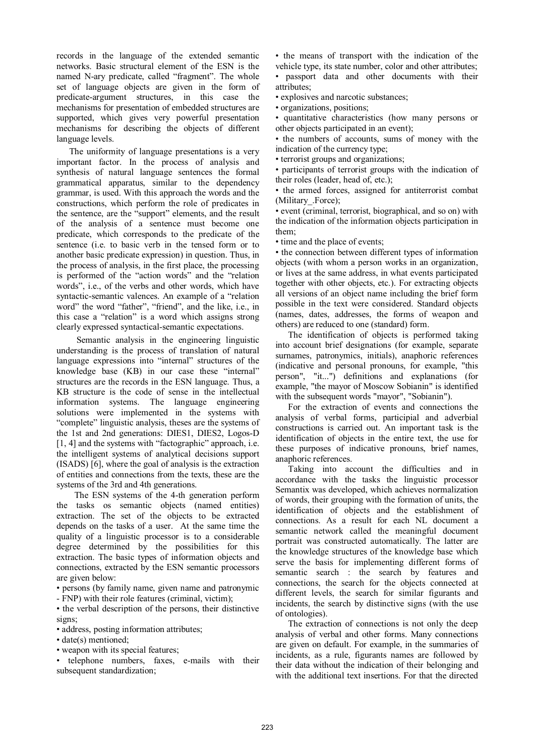records in the language of the extended semantic networks. Basic structural element of the ESN is the named N-ary predicate, called "fragment". The whole set of language objects are given in the form of predicate-argument structures, in this case the mechanisms for presentation of embedded structures are supported, which gives very powerful presentation mechanisms for describing the objects of different language levels.

The uniformity of language presentations is a very important factor. In the process of analysis and synthesis of natural language sentences the formal grammatical apparatus, similar to the dependency grammar, is used. With this approach the words and the constructions, which perform the role of predicates in the sentence, are the "support" elements, and the result of the analysis of a sentence must become one predicate, which corresponds to the predicate of the sentence (i.e. to basic verb in the tensed form or to another basic predicate expression) in question. Thus, in the process of analysis, in the first place, the processing is performed of the "action words" and the "relation words", i.e., of the verbs and other words, which have syntactic-semantic valences. An example of a "relation word" the word "father", "friend", and the like, i.e., in this case a "relation" is a word which assigns strong clearly expressed syntactical-semantic expectations.

Semantic analysis in the engineering linguistic understanding is the process of translation of natural language expressions into "internal" structures of the knowledge base (KB) in our case these "internal" structures are the records in the ESN language. Thus, a KB structure is the code of sense in the intellectual information systems. The language engineering solutions were implemented in the systems with "complete" linguistic analysis, theses are the systems of the 1st and 2nd generations: DIES1, DIES2, Logos-D [1, 4] and the systems with "factographic" approach, i.e. the intelligent systems of analytical decisions support (ISADS) [6], where the goal of analysis is the extraction of entities and connections from the texts, these are the systems of the 3rd and 4th generations.

The ESN systems of the 4-th generation perform the tasks os semantic objects (named entities) extraction. The set of the objects to be extracted depends on the tasks of a user. At the same time the quality of a linguistic processor is to a considerable degree determined by the possibilities for this extraction. The basic types of information objects and connections, extracted by the ESN semantic processors are given below:

- persons (by family name, given name and patronymic - FNP) with their role features (criminal, victim);
- the verbal description of the persons, their distinctive signs;
- address, posting information attributes;
- date(s) mentioned;
- weapon with its special features;
- telephone numbers, faxes, e-mails with their subsequent standardization;
- the means of transport with the indication of the vehicle type, its state number, color and other attributes;
- passport data and other documents with their attributes;
- explosives and narcotic substances;
- organizations, positions;
- quantitative characteristics (how many persons or other objects participated in an event);
- the numbers of accounts, sums of money with the indication of the currency type;
- terrorist groups and organizations;
- participants of terrorist groups with the indication of their roles (leader, head of, etc.);
- the armed forces, assigned for antiterrorist combat (Military_.Force);
- event (criminal, terrorist, biographical, and so on) with the indication of the information objects participation in them;
- time and the place of events;
- the connection between different types of information objects (with whom a person works in an organization, or lives at the same address, in what events participated together with other objects, etc.). For extracting objects all versions of an object name including the brief form possible in the text were considered. Standard objects (names, dates, addresses, the forms of weapon and others) are reduced to one (standard) form.

The identification of objects is performed taking into account brief designations (for example, separate surnames, patronymics, initials), anaphoric references (indicative and personal pronouns, for example, "this person", "it...") definitions and explanations (for example, "the mayor of Moscow Sobianin" is identified with the subsequent words "mayor", "Sobianin").

For the extraction of events and connections the analysis of verbal forms, participial and adverbial constructions is carried out. An important task is the identification of objects in the entire text, the use for these purposes of indicative pronouns, brief names, anaphoric references.

Taking into account the difficulties and in accordance with the tasks the linguistic processor Semantix was developed, which achieves normalization of words, their grouping with the formation of units, the identification of objects and the establishment of connections. As a result for each NL document a semantic network called the meaningful document portrait was constructed automatically. The latter are the knowledge structures of the knowledge base which serve the basis for implementing different forms of semantic search : the search by features and connections, the search for the objects connected at different levels, the search for similar figurants and incidents, the search by distinctive signs (with the use of ontologies).

The extraction of connections is not only the deep analysis of verbal and other forms. Many connections are given on default. For example, in the summaries of incidents, as a rule, figurants names are followed by their data without the indication of their belonging and with the additional text insertions. For that the directed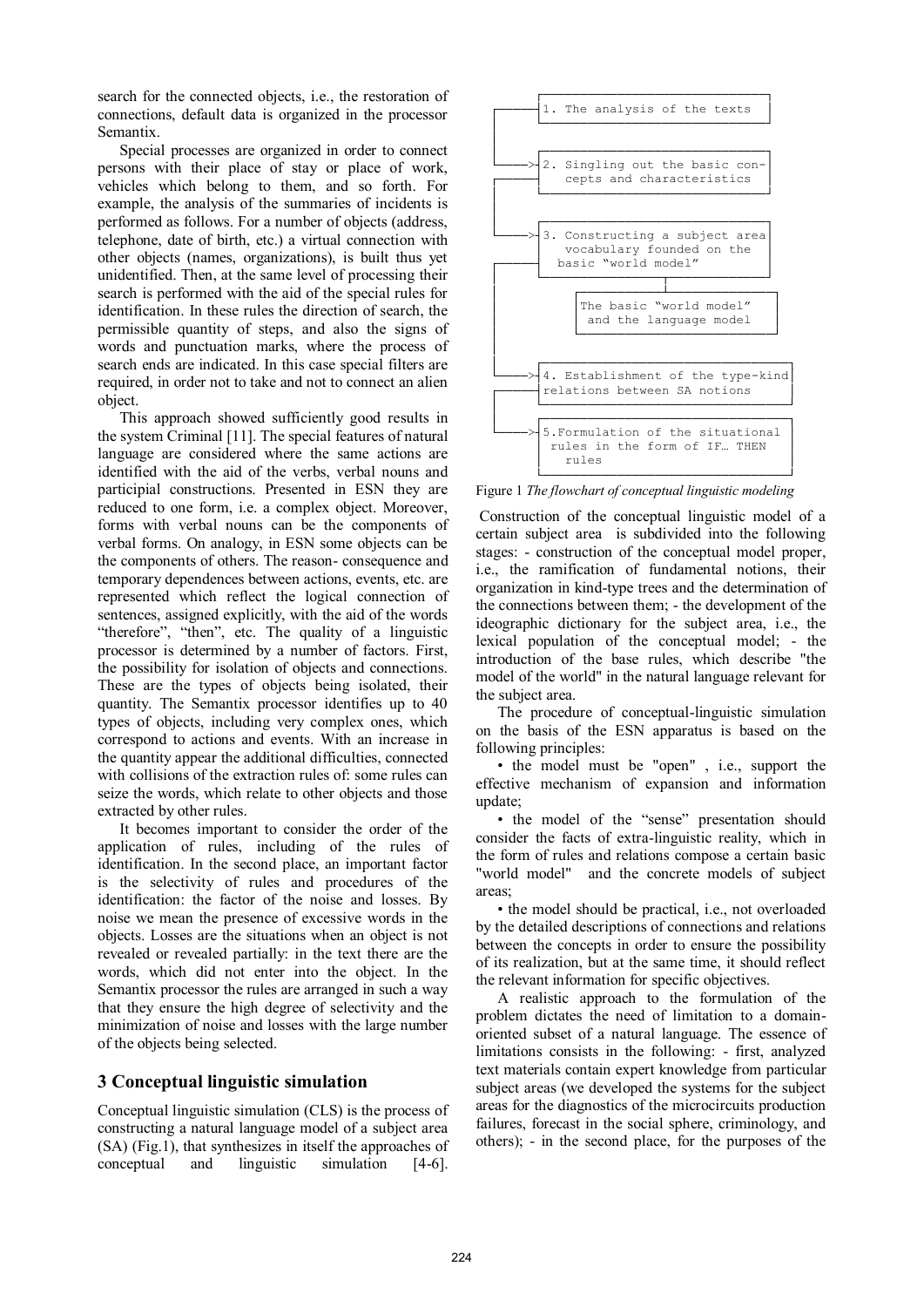search for the connected objects, i.e., the restoration of connections, default data is organized in the processor Semantix.

Special processes are organized in order to connect persons with their place of stay or place of work, vehicles which belong to them, and so forth. For example, the analysis of the summaries of incidents is performed as follows. For a number of objects (address, telephone, date of birth, etc.) a virtual connection with other objects (names, organizations), is built thus yet unidentified. Then, at the same level of processing their search is performed with the aid of the special rules for identification. In these rules the direction of search, the permissible quantity of steps, and also the signs of words and punctuation marks, where the process of search ends are indicated. In this case special filters are required, in order not to take and not to connect an alien object.

This approach showed sufficiently good results in the system Criminal [11]. The special features of natural language are considered where the same actions are identified with the aid of the verbs, verbal nouns and participial constructions. Presented in ESN they are reduced to one form, i.e. a complex object. Moreover, forms with verbal nouns can be the components of verbal forms. On analogy, in ESN some objects can be the components of others. The reason- consequence and temporary dependences between actions, events, etc. are represented which reflect the logical connection of sentences, assigned explicitly, with the aid of the words "therefore", "then", etc. The quality of a linguistic processor is determined by a number of factors. First, the possibility for isolation of objects and connections. These are the types of objects being isolated, their quantity. The Semantix processor identifies up to 40 types of objects, including very complex ones, which correspond to actions and events. With an increase in the quantity appear the additional difficulties, connected with collisions of the extraction rules of: some rules can seize the words, which relate to other objects and those extracted by other rules.

It becomes important to consider the order of the application of rules, including of the rules of identification. In the second place, an important factor is the selectivity of rules and procedures of the identification: the factor of the noise and losses. By noise we mean the presence of excessive words in the objects. Losses are the situations when an object is not revealed or revealed partially: in the text there are the words, which did not enter into the object. In the Semantix processor the rules are arranged in such a way that they ensure the high degree of selectivity and the minimization of noise and losses with the large number of the objects being selected.

## 3 Conceptual linguistic simulation

Conceptual linguistic simulation (CLS) is the process of constructing a natural language model of a subject area (SA) (Fig.1), that synthesizes in itself the approaches of conceptual and linguistic simulation [4-6].

```
1. The analysis of the texts
   |
   +--> 2. Singling out the basic concepts and characteristics
   |
   +--> 3. Constructing a subject area vocabulary founded on the
   |       basic "world model"
   |            |
   |       The basic "world model" and the language model
   |
   +--> 4. Establishment of the type-kind relations between SA notions
   |
   +--> 5. Formulation of the situational rules in the form of IF… THEN rules
```

Figure 1 *The flowchart of conceptual linguistic modeling*

Construction of the conceptual linguistic model of a certain subject area is subdivided into the following stages: - construction of the conceptual model proper, i.e., the ramification of fundamental notions, their organization in kind-type trees and the determination of the connections between them; - the development of the ideographic dictionary for the subject area, i.e., the lexical population of the conceptual model; - the introduction of the base rules, which describe "the model of the world" in the natural language relevant for the subject area.

The procedure of conceptual-linguistic simulation on the basis of the ESN apparatus is based on the following principles:

- the model must be "open" , i.e., support the effective mechanism of expansion and information update;
- the model of the "sense" presentation should consider the facts of extra-linguistic reality, which in the form of rules and relations compose a certain basic "world model" and the concrete models of subject areas;
- the model should be practical, i.e., not overloaded by the detailed descriptions of connections and relations between the concepts in order to ensure the possibility of its realization, but at the same time, it should reflect the relevant information for specific objectives.

A realistic approach to the formulation of the problem dictates the need of limitation to a domain-oriented subset of a natural language. The essence of limitations consists in the following: - first, analyzed text materials contain expert knowledge from particular subject areas (we developed the systems for the subject areas for the diagnostics of the microcircuits production failures, forecast in the social sphere, criminology, and others); - in the second place, for the purposes of the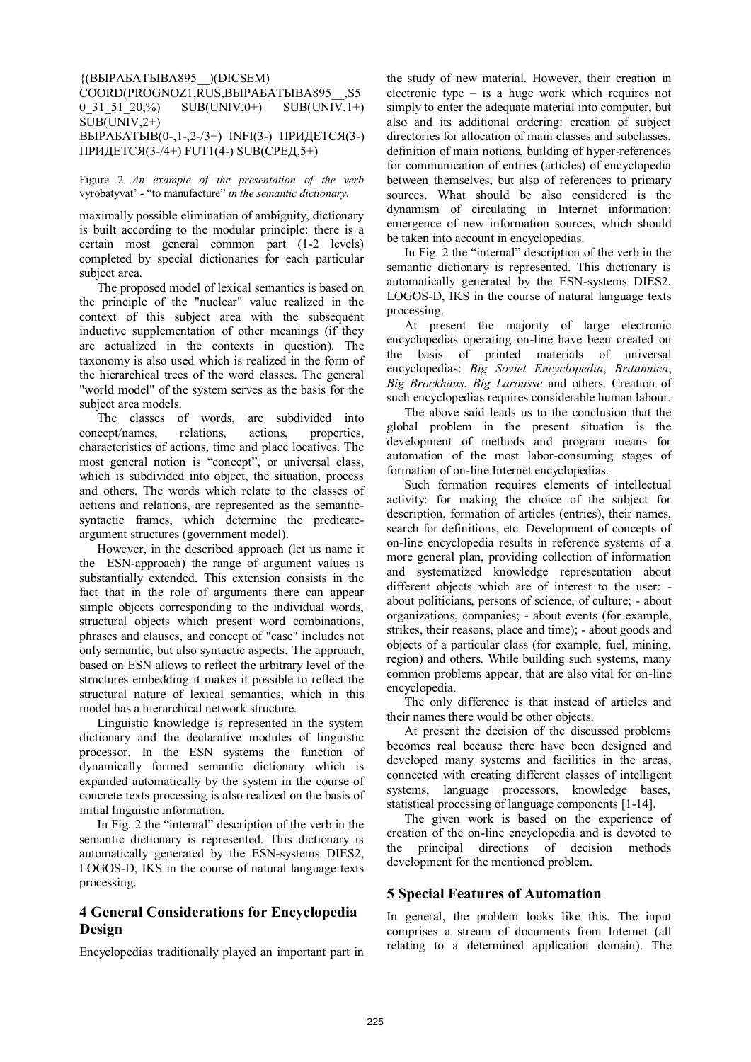```
{(ВЫРАБАТЫВА895__)(DICSEM)
COORD(PROGNOZ1,RUS,ВЫРАБАТЫВА895__,S5
0_31_51_20,%)   SUB(UNIV,0+)   SUB(UNIV,1+)
SUB(UNIV,2+)
ВЫРАБАТЫВ(0-,1-,2-/3+) INFI(3-) ПРИДЕТСЯ(3-)
ПРИДЕТСЯ(3-/4+) FUT1(4-) SUB(СРЕД,5+)
```

Figure 2 *An example of the presentation of the verb* vyrobatyvat' - "to manufacture" *in the semantic dictionary.*

maximally possible elimination of ambiguity, dictionary is built according to the modular principle: there is a certain most general common part (1-2 levels) completed by special dictionaries for each particular subject area.

The proposed model of lexical semantics is based on the principle of the "nuclear" value realized in the context of this subject area with the subsequent inductive supplementation of other meanings (if they are actualized in the contexts in question). The taxonomy is also used which is realized in the form of the hierarchical trees of the word classes. The general "world model" of the system serves as the basis for the subject area models.

The classes of words, are subdivided into concept/names, relations, actions, properties, characteristics of actions, time and place locatives. The most general notion is "concept", or universal class, which is subdivided into object, the situation, process and others. The words which relate to the classes of actions and relations, are represented as the semantic-syntactic frames, which determine the predicate-argument structures (government model).

However, in the described approach (let us name it the ESN-approach) the range of argument values is substantially extended. This extension consists in the fact that in the role of arguments there can appear simple objects corresponding to the individual words, structural objects which present word combinations, phrases and clauses, and concept of "case" includes not only semantic, but also syntactic aspects. The approach, based on ESN allows to reflect the arbitrary level of the structures embedding it makes it possible to reflect the structural nature of lexical semantics, which in this model has a hierarchical network structure.

Linguistic knowledge is represented in the system dictionary and the declarative modules of linguistic processor. In the ESN systems the function of dynamically formed semantic dictionary which is expanded automatically by the system in the course of concrete texts processing is also realized on the basis of initial linguistic information.

In Fig. 2 the "internal" description of the verb in the semantic dictionary is represented. This dictionary is automatically generated by the ESN-systems DIES2, LOGOS-D, IKS in the course of natural language texts processing.

## 4 General Considerations for Encyclopedia Design

Encyclopedias traditionally played an important part in the study of new material. However, their creation in electronic type – is a huge work which requires not simply to enter the adequate material into computer, but also and its additional ordering: creation of subject directories for allocation of main classes and subclasses, definition of main notions, building of hyper-references for communication of entries (articles) of encyclopedia between themselves, but also of references to primary sources. What should be also considered is the dynamism of circulating in Internet information: emergence of new information sources, which should be taken into account in encyclopedias.

In Fig. 2 the "internal" description of the verb in the semantic dictionary is represented. This dictionary is automatically generated by the ESN-systems DIES2, LOGOS-D, IKS in the course of natural language texts processing.

At present the majority of large electronic encyclopedias operating on-line have been created on the basis of printed materials of universal encyclopedias: *Big Soviet Encyclopedia*, *Britannica*, *Big Brockhaus*, *Big Larousse* and others. Creation of such encyclopedias requires considerable human labour.

The above said leads us to the conclusion that the global problem in the present situation is the development of methods and program means for automation of the most labor-consuming stages of formation of on-line Internet encyclopedias.

Such formation requires elements of intellectual activity: for making the choice of the subject for description, formation of articles (entries), their names, search for definitions, etc. Development of concepts of on-line encyclopedia results in reference systems of a more general plan, providing collection of information and systematized knowledge representation about different objects which are of interest to the user: - about politicians, persons of science, of culture; - about organizations, companies; - about events (for example, strikes, their reasons, place and time); - about goods and objects of a particular class (for example, fuel, mining, region) and others. While building such systems, many common problems appear, that are also vital for on-line encyclopedia.

The only difference is that instead of articles and their names there would be other objects.

At present the decision of the discussed problems becomes real because there have been designed and developed many systems and facilities in the areas, connected with creating different classes of intelligent systems, language processors, knowledge bases, statistical processing of language components [1-14].

The given work is based on the experience of creation of the on-line encyclopedia and is devoted to the principal directions of decision methods development for the mentioned problem.

## 5 Special Features of Automation

In general, the problem looks like this. The input comprises a stream of documents from Internet (all relating to a determined application domain). The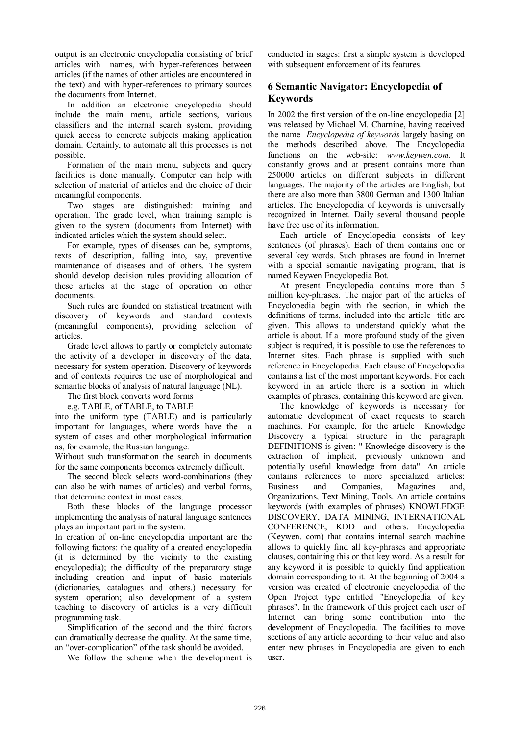output is an electronic encyclopedia consisting of brief articles with names, with hyper-references between articles (if the names of other articles are encountered in the text) and with hyper-references to primary sources the documents from Internet.

In addition an electronic encyclopedia should include the main menu, article sections, various classifiers and the internal search system, providing quick access to concrete subjects making application domain. Certainly, to automate all this processes is not possible.

Formation of the main menu, subjects and query facilities is done manually. Computer can help with selection of material of articles and the choice of their meaningful components.

Two stages are distinguished: training and operation. The grade level, when training sample is given to the system (documents from Internet) with indicated articles which the system should select.

For example, types of diseases can be, symptoms, texts of description, falling into, say, preventive maintenance of diseases and of others. The system should develop decision rules providing allocation of these articles at the stage of operation on other documents.

Such rules are founded on statistical treatment with discovery of keywords and standard contexts (meaningful components), providing selection of articles.

Grade level allows to partly or completely automate the activity of a developer in discovery of the data, necessary for system operation. Discovery of keywords and of contexts requires the use of morphological and semantic blocks of analysis of natural language (NL).

The first block converts word forms

e.g. TABLE, of TABLE, to TABLE

into the uniform type (TABLE) and is particularly important for languages, where words have the a system of cases and other morphological information as, for example, the Russian language.

Without such transformation the search in documents for the same components becomes extremely difficult.

The second block selects word-combinations (they can also be with names of articles) and verbal forms, that determine context in most cases.

Both these blocks of the language processor implementing the analysis of natural language sentences plays an important part in the system.

In creation of on-line encyclopedia important are the following factors: the quality of a created encyclopedia (it is determined by the vicinity to the existing encyclopedia); the difficulty of the preparatory stage including creation and input of basic materials (dictionaries, catalogues and others.) necessary for system operation; also development of a system teaching to discovery of articles is a very difficult programming task.

Simplification of the second and the third factors can dramatically decrease the quality. At the same time, an "over-complication" of the task should be avoided.

We follow the scheme when the development is conducted in stages: first a simple system is developed with subsequent enforcement of its features.

## 6 Semantic Navigator: Encyclopedia of Keywords

In 2002 the first version of the on-line encyclopedia [2] was released by Michael M. Charnine, having received the name *Encyclopedia of keywords* largely basing on the methods described above. The Encyclopedia functions on the web-site: *www.keywen.com*. It constantly grows and at present contains more than 250000 articles on different subjects in different languages. The majority of the articles are English, but there are also more than 3800 German and 1300 Italian articles. The Encyclopedia of keywords is universally recognized in Internet. Daily several thousand people have free use of its information.

Each article of Encyclopedia consists of key sentences (of phrases). Each of them contains one or several key words. Such phrases are found in Internet with a special semantic navigating program, that is named Keywen Encyclopedia Bot.

At present Encyclopedia contains more than 5 million key-phrases. The major part of the articles of Encyclopedia begin with the section, in which the definitions of terms, included into the article title are given. This allows to understand quickly what the article is about. If a more profound study of the given subject is required, it is possible to use the references to Internet sites. Each phrase is supplied with such reference in Encyclopedia. Each clause of Encyclopedia contains a list of the most important keywords. For each keyword in an article there is a section in which examples of phrases, containing this keyword are given.

The knowledge of keywords is necessary for automatic development of exact requests to search machines. For example, for the article Knowledge Discovery a typical structure in the paragraph DEFINITIONS is given: " Knowledge discovery is the extraction of implicit, previously unknown and potentially useful knowledge from data". An article contains references to more specialized articles: Business and Companies, Magazines and, Organizations, Text Mining, Tools. An article contains keywords (with examples of phrases) KNOWLEDGE DISCOVERY, DATA MINING, INTERNATIONAL CONFERENCE, KDD and others. Encyclopedia (Keywen. com) that contains internal search machine allows to quickly find all key-phrases and appropriate clauses, containing this or that key word. As a result for any keyword it is possible to quickly find application domain corresponding to it. At the beginning of 2004 a version was created of electronic encyclopedia of the Open Project type entitled "Encyclopedia of key phrases". In the framework of this project each user of Internet can bring some contribution into the development of Encyclopedia. The facilities to move sections of any article according to their value and also enter new phrases in Encyclopedia are given to each user.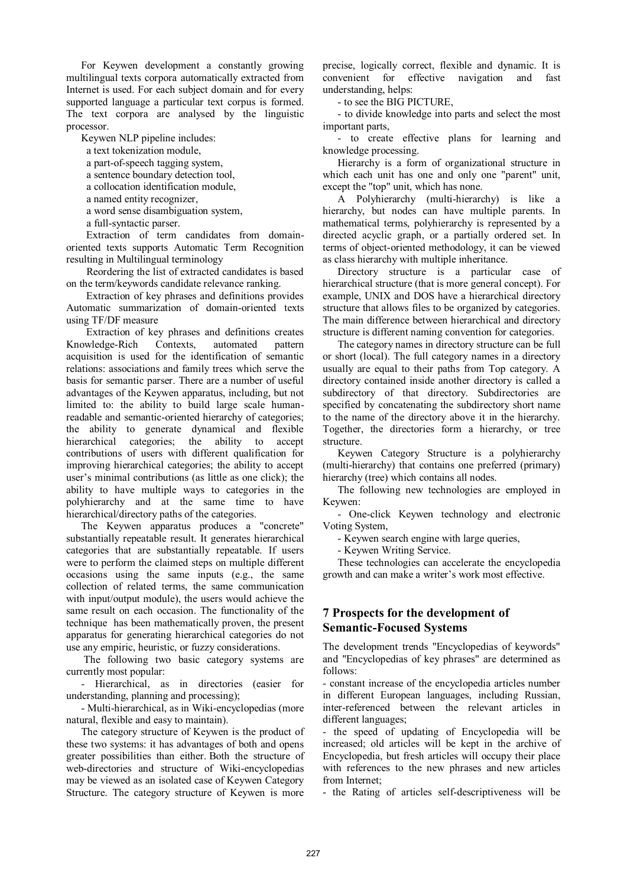For Keywen development a constantly growing multilingual texts corpora automatically extracted from Internet is used. For each subject domain and for every supported language a particular text corpus is formed. The text corpora are analysed by the linguistic processor.

Keywen NLP pipeline includes:

a text tokenization module,

a part-of-speech tagging system,

a sentence boundary detection tool,

a collocation identification module,

a named entity recognizer,

a word sense disambiguation system,

a full-syntactic parser.

Extraction of term candidates from domain-oriented texts supports Automatic Term Recognition resulting in Multilingual terminology

Reordering the list of extracted candidates is based on the term/keywords candidate relevance ranking.

Extraction of key phrases and definitions provides Automatic summarization of domain-oriented texts using TF/DF measure

Extraction of key phrases and definitions creates Knowledge-Rich Contexts, automated pattern acquisition is used for the identification of semantic relations: associations and family trees which serve the basis for semantic parser. There are a number of useful advantages of the Keywen apparatus, including, but not limited to: the ability to build large scale human-readable and semantic-oriented hierarchy of categories; the ability to generate dynamical and flexible hierarchical categories; the ability to accept contributions of users with different qualification for improving hierarchical categories; the ability to accept user's minimal contributions (as little as one click); the ability to have multiple ways to categories in the polyhierarchy and at the same time to have hierarchical/directory paths of the categories.

The Keywen apparatus produces a "concrete" substantially repeatable result. It generates hierarchical categories that are substantially repeatable. If users were to perform the claimed steps on multiple different occasions using the same inputs (e.g., the same collection of related terms, the same communication with input/output module), the users would achieve the same result on each occasion. The functionality of the technique has been mathematically proven, the present apparatus for generating hierarchical categories do not use any empiric, heuristic, or fuzzy considerations.

The following two basic category systems are currently most popular:

- Hierarchical, as in directories (easier for understanding, planning and processing);

- Multi-hierarchical, as in Wiki-encyclopedias (more natural, flexible and easy to maintain).

The category structure of Keywen is the product of these two systems: it has advantages of both and opens greater possibilities than either. Both the structure of web-directories and structure of Wiki-encyclopedias may be viewed as an isolated case of Keywen Category Structure. The category structure of Keywen is more precise, logically correct, flexible and dynamic. It is convenient for effective navigation and fast understanding, helps:

- to see the BIG PICTURE,

- to divide knowledge into parts and select the most important parts,

- to create effective plans for learning and knowledge processing.

Hierarchy is a form of organizational structure in which each unit has one and only one "parent" unit, except the "top" unit, which has none.

A Polyhierarchy (multi-hierarchy) is like a hierarchy, but nodes can have multiple parents. In mathematical terms, polyhierarchy is represented by a directed acyclic graph, or a partially ordered set. In terms of object-oriented methodology, it can be viewed as class hierarchy with multiple inheritance.

Directory structure is a particular case of hierarchical structure (that is more general concept). For example, UNIX and DOS have a hierarchical directory structure that allows files to be organized by categories. The main difference between hierarchical and directory structure is different naming convention for categories.

The category names in directory structure can be full or short (local). The full category names in a directory usually are equal to their paths from Top category. A directory contained inside another directory is called a subdirectory of that directory. Subdirectories are specified by concatenating the subdirectory short name to the name of the directory above it in the hierarchy. Together, the directories form a hierarchy, or tree structure.

Keywen Category Structure is a polyhierarchy (multi-hierarchy) that contains one preferred (primary) hierarchy (tree) which contains all nodes.

The following new technologies are employed in Keywen:

- One-click Keywen technology and electronic Voting System,

- Keywen search engine with large queries,

- Keywen Writing Service.

These technologies can accelerate the encyclopedia growth and can make a writer's work most effective.

## 7 Prospects for the development of Semantic-Focused Systems

The development trends "Encyclopedias of keywords" and "Encyclopedias of key phrases" are determined as follows:

- constant increase of the encyclopedia articles number in different European languages, including Russian, inter-referenced between the relevant articles in different languages;

- the speed of updating of Encyclopedia will be increased; old articles will be kept in the archive of Encyclopedia, but fresh articles will occupy their place with references to the new phrases and new articles from Internet;

- the Rating of articles self-descriptiveness will be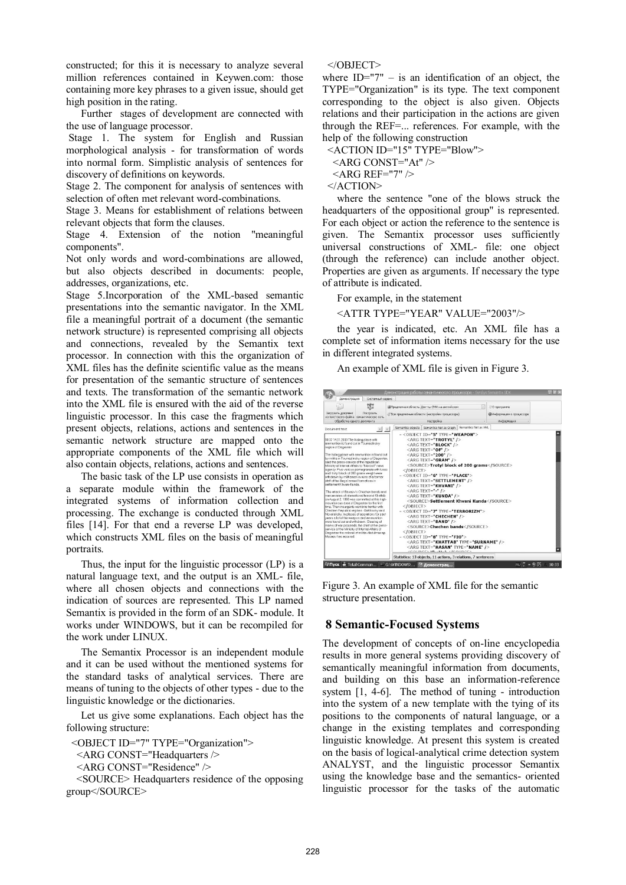constructed; for this it is necessary to analyze several million references contained in Keywen.com: those containing more key phrases to a given issue, should get high position in the rating.

Further stages of development are connected with the use of language processor.

Stage 1. The system for English and Russian morphological analysis - for transformation of words into normal form. Simplistic analysis of sentences for discovery of definitions on keywords.

Stage 2. The component for analysis of sentences with selection of often met relevant word-combinations.

Stage 3. Means for establishment of relations between relevant objects that form the clauses.

Stage 4. Extension of the notion "meaningful components".

Not only words and word-combinations are allowed, but also objects described in documents: people, addresses, organizations, etc.

Stage 5.Incorporation of the XML-based semantic presentations into the semantic navigator. In the XML file a meaningful portrait of a document (the semantic network structure) is represented comprising all objects and connections, revealed by the Semantix text processor. In connection with this the organization of XML files has the definite scientific value as the means for presentation of the semantic structure of sentences and texts. The transformation of the semantic network into the XML file is ensured with the aid of the reverse linguistic processor. In this case the fragments which present objects, relations, actions and sentences in the semantic network structure are mapped onto the appropriate components of the XML file which will also contain objects, relations, actions and sentences.

The basic task of the LP use consists in operation as a separate module within the framework of the integrated systems of information collection and processing. The exchange is conducted through XML files [14]. For that end a reverse LP was developed, which constructs XML files on the basis of meaningful portraits.

Thus, the input for the linguistic processor (LP) is a natural language text, and the output is an XML- file, where all chosen objects and connections with the indication of sources are represented. This LP named Semantix is provided in the form of an SDK- module. It works under WINDOWS, but it can be recompiled for the work under LINUX.

The Semantix Processor is an independent module and it can be used without the mentioned systems for the standard tasks of analytical services. There are means of tuning to the objects of other types - due to the linguistic knowledge or the dictionaries.

Let us give some explanations. Each object has the following structure:

```
<OBJECT ID="7" TYPE="Organization">
  <ARG CONST="Headquarters />
  <ARG CONST="Residence" />
  <SOURCE> Headquarters residence of the opposing group</SOURCE>
</OBJECT>
```

where ID="7" – is an identification of an object, the TYPE="Organization" is its type. The text component corresponding to the object is also given. Objects relations and their participation in the actions are given through the REF=... references. For example, with the help of the following construction

```
<ACTION ID="15" TYPE="Blow">
  <ARG CONST="At" />
  <ARG REF="7" />
</ACTION>
```

where the sentence "one of the blows struck the headquarters of the oppositional group" is represented. For each object or action the reference to the sentence is given. The Semantix processor uses sufficiently universal constructions of XML- file: one object (through the reference) can include another object. Properties are given as arguments. If necessary the type of attribute is indicated.

For example, in the statement

```
<ATTR TYPE="YEAR" VALUE="2003"/>
```

the year is indicated, etc. An XML file has a complete set of information items necessary for the use in different integrated systems.

An example of XML file is given in Figure 3.

Figure 3. An example of XML file for the semantic structure presentation.

## 8 Semantic-Focused Systems

The development of concepts of on-line encyclopedia results in more general systems providing discovery of semantically meaningful information from documents, and building on this base an information-reference system [1, 4-6]. The method of tuning - introduction into the system of a new template with the tying of its positions to the components of natural language, or a change in the existing templates and corresponding linguistic knowledge. At present this system is created on the basis of logical-analytical crime detection system ANALYST, and the linguistic processor Semantix using the knowledge base and the semantics- oriented linguistic processor for the tasks of the automatic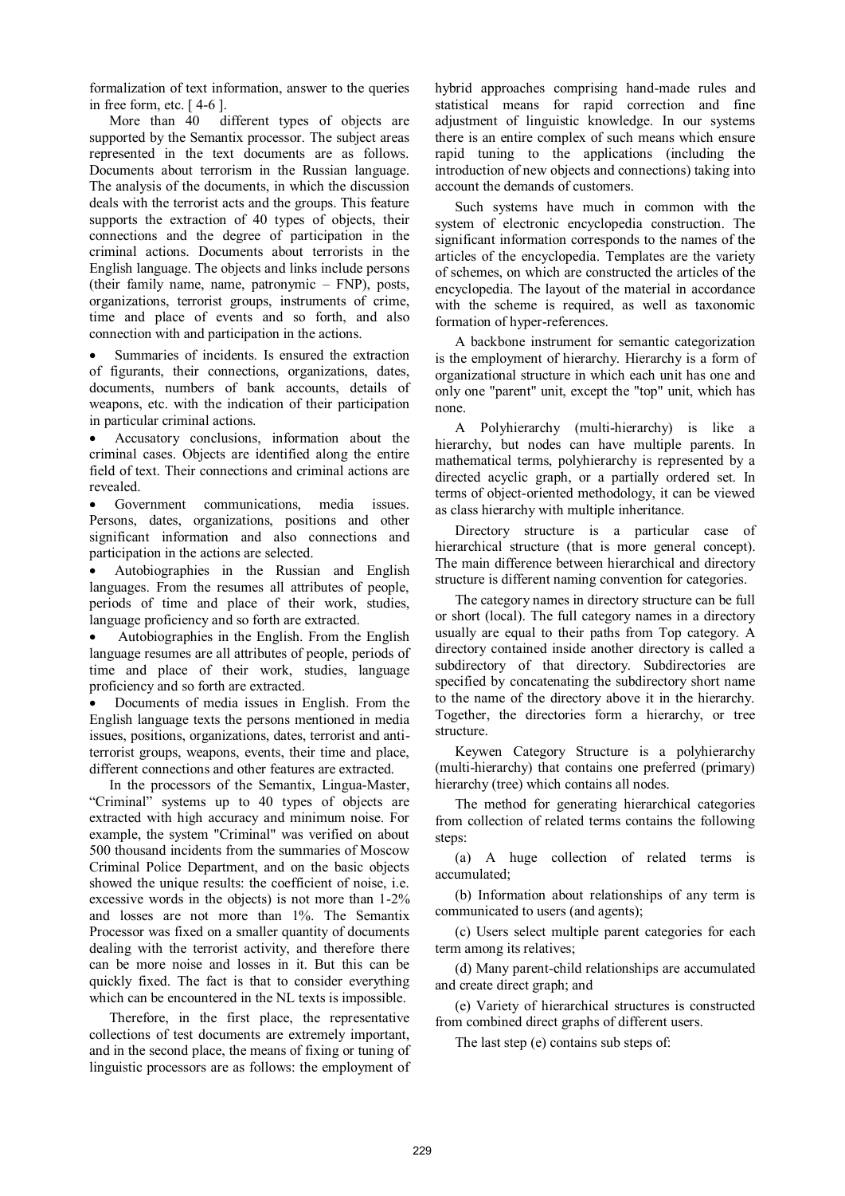formalization of text information, answer to the queries in free form, etc. [ 4-6 ].

More than 40 different types of objects are supported by the Semantix processor. The subject areas represented in the text documents are as follows. Documents about terrorism in the Russian language. The analysis of the documents, in which the discussion deals with the terrorist acts and the groups. This feature supports the extraction of 40 types of objects, their connections and the degree of participation in the criminal actions. Documents about terrorists in the English language. The objects and links include persons (their family name, name, patronymic – FNP), posts, organizations, terrorist groups, instruments of crime, time and place of events and so forth, and also connection with and participation in the actions.

- Summaries of incidents. Is ensured the extraction of figurants, their connections, organizations, dates, documents, numbers of bank accounts, details of weapons, etc. with the indication of their participation in particular criminal actions.
- Accusatory conclusions, information about the criminal cases. Objects are identified along the entire field of text. Their connections and criminal actions are revealed.
- Government communications, media issues. Persons, dates, organizations, positions and other significant information and also connections and participation in the actions are selected.
- Autobiographies in the Russian and English languages. From the resumes all attributes of people, periods of time and place of their work, studies, language proficiency and so forth are extracted.
- Autobiographies in the English. From the English language resumes are all attributes of people, periods of time and place of their work, studies, language proficiency and so forth are extracted.
- Documents of media issues in English. From the English language texts the persons mentioned in media issues, positions, organizations, dates, terrorist and anti-terrorist groups, weapons, events, their time and place, different connections and other features are extracted.

In the processors of the Semantix, Lingua-Master, "Criminal" systems up to 40 types of objects are extracted with high accuracy and minimum noise. For example, the system "Criminal" was verified on about 500 thousand incidents from the summaries of Moscow Criminal Police Department, and on the basic objects showed the unique results: the coefficient of noise, i.e. excessive words in the objects) is not more than 1-2% and losses are not more than 1%. The Semantix Processor was fixed on a smaller quantity of documents dealing with the terrorist activity, and therefore there can be more noise and losses in it. But this can be quickly fixed. The fact is that to consider everything which can be encountered in the NL texts is impossible.

Therefore, in the first place, the representative collections of test documents are extremely important, and in the second place, the means of fixing or tuning of linguistic processors are as follows: the employment of hybrid approaches comprising hand-made rules and statistical means for rapid correction and fine adjustment of linguistic knowledge. In our systems there is an entire complex of such means which ensure rapid tuning to the applications (including the introduction of new objects and connections) taking into account the demands of customers.

Such systems have much in common with the system of electronic encyclopedia construction. The significant information corresponds to the names of the articles of the encyclopedia. Templates are the variety of schemes, on which are constructed the articles of the encyclopedia. The layout of the material in accordance with the scheme is required, as well as taxonomic formation of hyper-references.

A backbone instrument for semantic categorization is the employment of hierarchy. Hierarchy is a form of organizational structure in which each unit has one and only one "parent" unit, except the "top" unit, which has none.

A Polyhierarchy (multi-hierarchy) is like a hierarchy, but nodes can have multiple parents. In mathematical terms, polyhierarchy is represented by a directed acyclic graph, or a partially ordered set. In terms of object-oriented methodology, it can be viewed as class hierarchy with multiple inheritance.

Directory structure is a particular case of hierarchical structure (that is more general concept). The main difference between hierarchical and directory structure is different naming convention for categories.

The category names in directory structure can be full or short (local). The full category names in a directory usually are equal to their paths from Top category. A directory contained inside another directory is called a subdirectory of that directory. Subdirectories are specified by concatenating the subdirectory short name to the name of the directory above it in the hierarchy. Together, the directories form a hierarchy, or tree structure.

Keywen Category Structure is a polyhierarchy (multi-hierarchy) that contains one preferred (primary) hierarchy (tree) which contains all nodes.

The method for generating hierarchical categories from collection of related terms contains the following steps:

(a) A huge collection of related terms is accumulated;

(b) Information about relationships of any term is communicated to users (and agents);

(c) Users select multiple parent categories for each term among its relatives;

(d) Many parent-child relationships are accumulated and create direct graph; and

(e) Variety of hierarchical structures is constructed from combined direct graphs of different users.

The last step (e) contains sub steps of: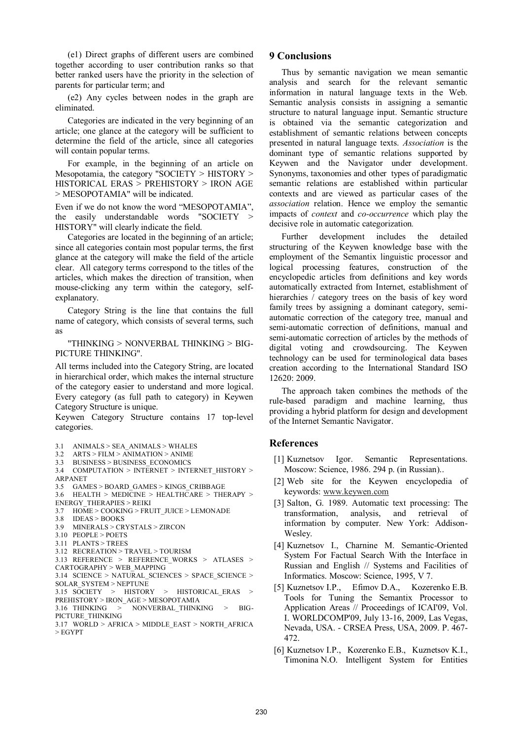(e1) Direct graphs of different users are combined together according to user contribution ranks so that better ranked users have the priority in the selection of parents for particular term; and

(e2) Any cycles between nodes in the graph are eliminated.

Categories are indicated in the very beginning of an article; one glance at the category will be sufficient to determine the field of the article, since all categories will contain popular terms.

For example, in the beginning of an article on Mesopotamia, the category "SOCIETY > HISTORY > HISTORICAL ERAS > PREHISTORY > IRON AGE > MESOPOTAMIA" will be indicated.

Even if we do not know the word "MESOPOTAMIA", the easily understandable words "SOCIETY > HISTORY" will clearly indicate the field.

Categories are located in the beginning of an article; since all categories contain most popular terms, the first glance at the category will make the field of the article clear. All category terms correspond to the titles of the articles, which makes the direction of transition, when mouse-clicking any term within the category, self-explanatory.

Category String is the line that contains the full name of category, which consists of several terms, such as

"THINKING > NONVERBAL THINKING > BIG-PICTURE THINKING".

All terms included into the Category String, are located in hierarchical order, which makes the internal structure of the category easier to understand and more logical. Every category (as full path to category) in Keywen Category Structure is unique.

Keywen Category Structure contains 17 top-level categories.

3.1 ANIMALS > SEA_ANIMALS > WHALES
3.2 ARTS > FILM > ANIMATION > ANIME
3.3 BUSINESS > BUSINESS_ECONOMICS
3.4 COMPUTATION > INTERNET > INTERNET_HISTORY > ARPANET
3.5 GAMES > BOARD_GAMES > KINGS_CRIBBAGE
3.6 HEALTH > MEDICINE > HEALTHCARE > THERAPY > ENERGY_THERAPIES > REIKI
3.7 HOME > COOKING > FRUIT_JUICE > LEMONADE
3.8 IDEAS > BOOKS
3.9 MINERALS > CRYSTALS > ZIRCON
3.10 PEOPLE > POETS
3.11 PLANTS > TREES
3.12 RECREATION > TRAVEL > TOURISM
3.13 REFERENCE > REFERENCE_WORKS > ATLASES > CARTOGRAPHY > WEB_MAPPING
3.14 SCIENCE > NATURAL_SCIENCES > SPACE_SCIENCE > SOLAR_SYSTEM > NEPTUNE
3.15 SOCIETY > HISTORY > HISTORICAL_ERAS > PREHISTORY > IRON_AGE > MESOPOTAMIA
3.16 THINKING > NONVERBAL_THINKING > BIG-PICTURE_THINKING
3.17 WORLD > AFRICA > MIDDLE_EAST > NORTH_AFRICA > EGYPT

## 9 Conclusions

Thus by semantic navigation we mean semantic analysis and search for the relevant semantic information in natural language texts in the Web. Semantic analysis consists in assigning a semantic structure to natural language input. Semantic structure is obtained via the semantic categorization and establishment of semantic relations between concepts presented in natural language texts. *Association* is the dominant type of semantic relations supported by Keywen and the Navigator under development. Synonyms, taxonomies and other types of paradigmatic semantic relations are established within particular contexts and are viewed as particular cases of the *association* relation. Hence we employ the semantic impacts of *context* and *co-occurrence* which play the decisive role in automatic categorization.

Further development includes the detailed structuring of the Keywen knowledge base with the employment of the Semantix linguistic processor and logical processing features, construction of the encyclopedic articles from definitions and key words automatically extracted from Internet, establishment of hierarchies / category trees on the basis of key word family trees by assigning a dominant category, semi-automatic correction of the category tree, manual and semi-automatic correction of definitions, manual and semi-automatic correction of articles by the methods of digital voting and crowdsourcing. The Keywen technology can be used for terminological data bases creation according to the International Standard ISO 12620: 2009.

The approach taken combines the methods of the rule-based paradigm and machine learning, thus providing a hybrid platform for design and development of the Internet Semantic Navigator.

## References

[1] Kuznetsov Igor. Semantic Representations. Moscow: Science, 1986. 294 p. (in Russian)..

[2] Web site for the Keywen encyclopedia of keywords: www.keywen.com

[3] Salton, G. 1989. Automatic text processing: The transformation, analysis, and retrieval of information by computer. New York: Addison-Wesley.

[4] Kuznetsov I., Charnine M. Semantic-Oriented System For Factual Search With the Interface in Russian and English // Systems and Facilities of Informatics. Moscow: Science, 1995, V 7.

[5] Kuznetsov I.P., Efimov D.A., Kozerenko E.B. Tools for Tuning the Semantix Processor to Application Areas // Proceedings of ICAI'09, Vol. I. WORLDCOMP'09, July 13-16, 2009, Las Vegas, Nevada, USA. - CRSEA Press, USA, 2009. P. 467-472.

[6] Kuznetsov I.P., Kozerenko E.B., Kuznetsov K.I., Timonina N.O. Intelligent System for Entities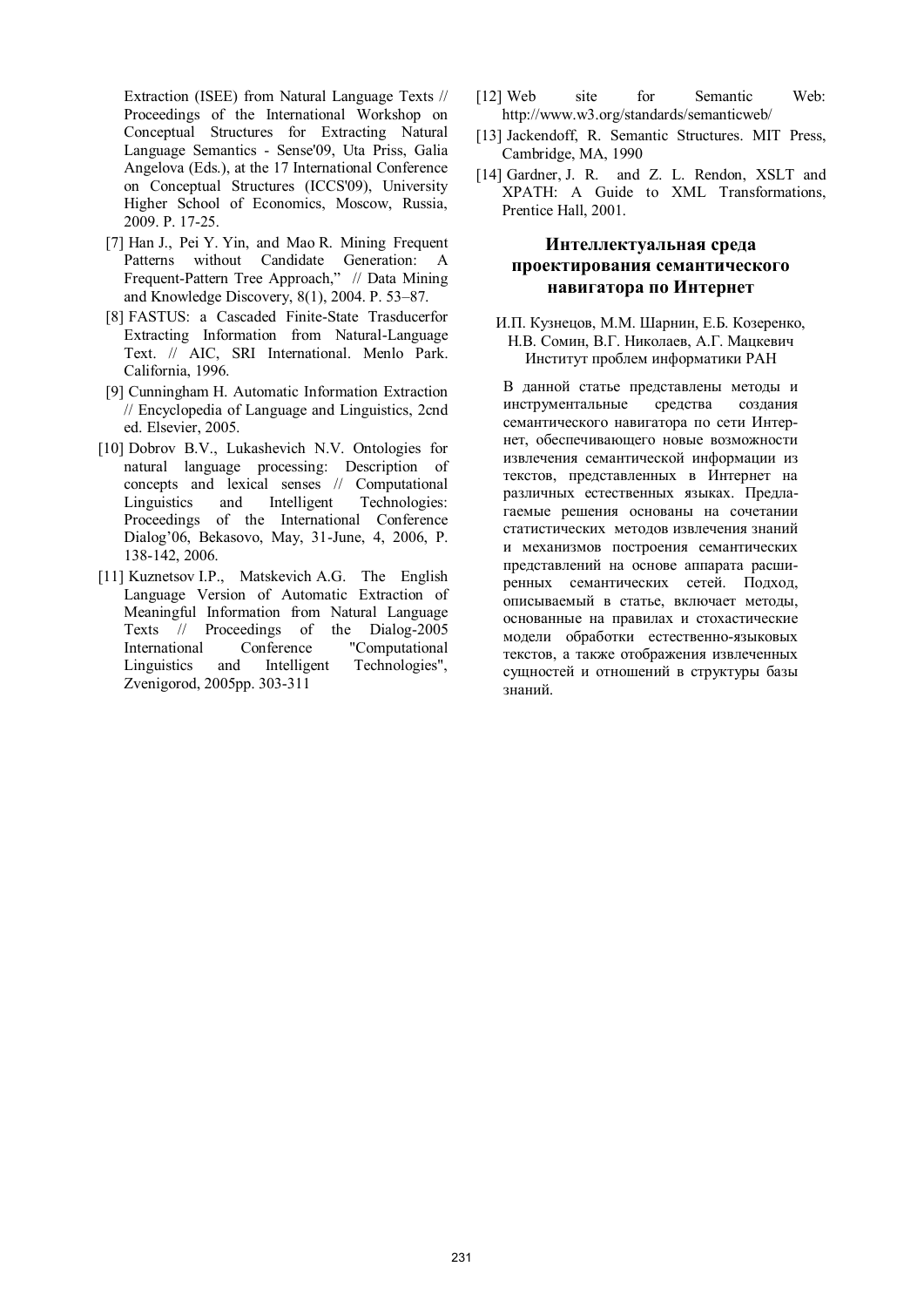Extraction (ISEE) from Natural Language Texts // Proceedings of the International Workshop on Conceptual Structures for Extracting Natural Language Semantics - Sense'09, Uta Priss, Galia Angelova (Eds.), at the 17 International Conference on Conceptual Structures (ICCS'09), University Higher School of Economics, Moscow, Russia, 2009. P. 17-25.

[7] Han J., Pei Y. Yin, and Mao R. Mining Frequent Patterns without Candidate Generation: A Frequent-Pattern Tree Approach," // Data Mining and Knowledge Discovery, 8(1), 2004. P. 53–87.

[8] FASTUS: a Cascaded Finite-State Trasducerfor Extracting Information from Natural-Language Text. // AIC, SRI International. Menlo Park. California, 1996.

[9] Cunningham H. Automatic Information Extraction // Encyclopedia of Language and Linguistics, 2cnd ed. Elsevier, 2005.

[10] Dobrov B.V., Lukashevich N.V. Ontologies for natural language processing: Description of concepts and lexical senses // Computational Linguistics and Intelligent Technologies: Proceedings of the International Conference Dialog'06, Bekasovo, May, 31-June, 4, 2006, P. 138-142, 2006.

[11] Kuznetsov I.P., Matskevich A.G. The English Language Version of Automatic Extraction of Meaningful Information from Natural Language Texts // Proceedings of the Dialog-2005 International Conference "Computational Linguistics and Intelligent Technologies", Zvenigorod, 2005pp. 303-311

[12] Web site for Semantic Web: http://www.w3.org/standards/semanticweb/

[13] Jackendoff, R. Semantic Structures. MIT Press, Cambridge, MA, 1990

[14] Gardner, J. R. and Z. L. Rendon, XSLT and XPATH: A Guide to XML Transformations, Prentice Hall, 2001.

## Интеллектуальная среда проектирования семантического навигатора по Интернет

И.П. Кузнецов, М.М. Шарнин, Е.Б. Козеренко, Н.В. Сомин, В.Г. Николаев, А.Г. Мацкевич
Институт проблем информатики РАН

В данной статье представлены методы и инструментальные средства создания семантического навигатора по сети Интернет, обеспечивающего новые возможности извлечения семантической информации из текстов, представленных в Интернет на различных естественных языках. Предлагаемые решения основаны на сочетании статистических методов извлечения знаний и механизмов построения семантических представлений на основе аппарата расширенных семантических сетей. Подход, описываемый в статье, включает методы, основанные на правилах и стохастические модели обработки естественно-языковых текстов, а также отображения извлеченных сущностей и отношений в структуры базы знаний.